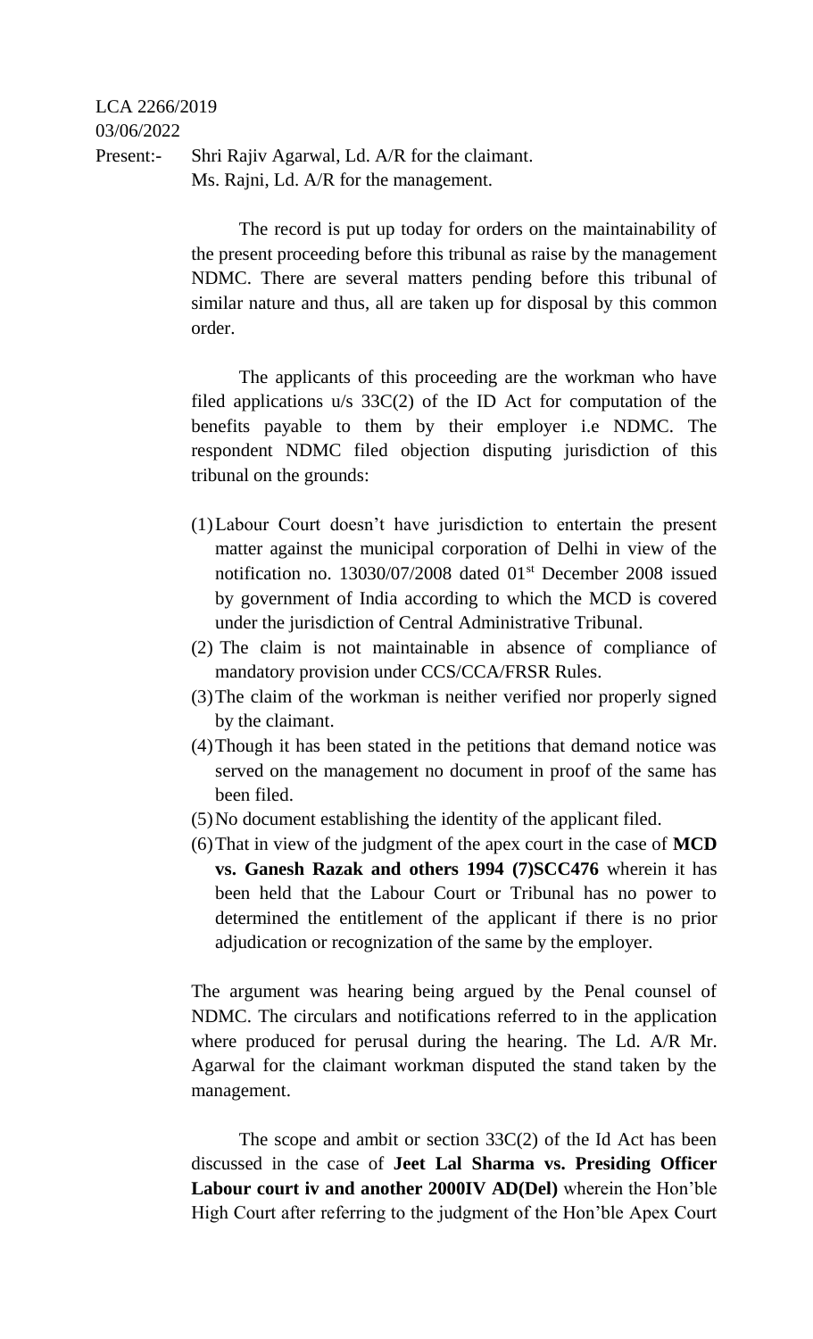LCA 2266/2019

03/06/2022

Present:- Shri Rajiv Agarwal, Ld. A/R for the claimant.
Ms. Rajni, Ld. A/R for the management.

The record is put up today for orders on the maintainability of the present proceeding before this tribunal as raise by the management NDMC. There are several matters pending before this tribunal of similar nature and thus, all are taken up for disposal by this common order.

The applicants of this proceeding are the workman who have filed applications u/s 33C(2) of the ID Act for computation of the benefits payable to them by their employer i.e NDMC. The respondent NDMC filed objection disputing jurisdiction of this tribunal on the grounds:

(1) Labour Court doesn't have jurisdiction to entertain the present matter against the municipal corporation of Delhi in view of the notification no. 13030/07/2008 dated 01st December 2008 issued by government of India according to which the MCD is covered under the jurisdiction of Central Administrative Tribunal.
(2) The claim is not maintainable in absence of compliance of mandatory provision under CCS/CCA/FRSR Rules.
(3) The claim of the workman is neither verified nor properly signed by the claimant.
(4) Though it has been stated in the petitions that demand notice was served on the management no document in proof of the same has been filed.
(5) No document establishing the identity of the applicant filed.
(6) That in view of the judgment of the apex court in the case of **MCD vs. Ganesh Razak and others 1994 (7)SCC476** wherein it has been held that the Labour Court or Tribunal has no power to determined the entitlement of the applicant if there is no prior adjudication or recognization of the same by the employer.

The argument was hearing being argued by the Penal counsel of NDMC. The circulars and notifications referred to in the application where produced for perusal during the hearing. The Ld. A/R Mr. Agarwal for the claimant workman disputed the stand taken by the management.

The scope and ambit or section 33C(2) of the Id Act has been discussed in the case of **Jeet Lal Sharma vs. Presiding Officer Labour court iv and another 2000IV AD(Del)** wherein the Hon'ble High Court after referring to the judgment of the Hon'ble Apex Court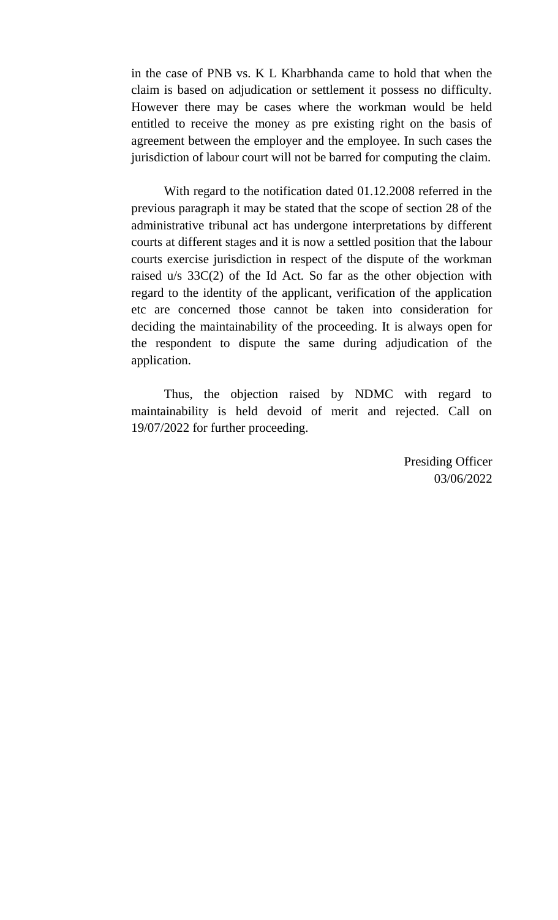in the case of PNB vs. K L Kharbhanda came to hold that when the claim is based on adjudication or settlement it possess no difficulty. However there may be cases where the workman would be held entitled to receive the money as pre existing right on the basis of agreement between the employer and the employee. In such cases the jurisdiction of labour court will not be barred for computing the claim.

With regard to the notification dated 01.12.2008 referred in the previous paragraph it may be stated that the scope of section 28 of the administrative tribunal act has undergone interpretations by different courts at different stages and it is now a settled position that the labour courts exercise jurisdiction in respect of the dispute of the workman raised u/s 33C(2) of the Id Act. So far as the other objection with regard to the identity of the applicant, verification of the application etc are concerned those cannot be taken into consideration for deciding the maintainability of the proceeding. It is always open for the respondent to dispute the same during adjudication of the application.

Thus, the objection raised by NDMC with regard to maintainability is held devoid of merit and rejected. Call on 19/07/2022 for further proceeding.

Presiding Officer
03/06/2022